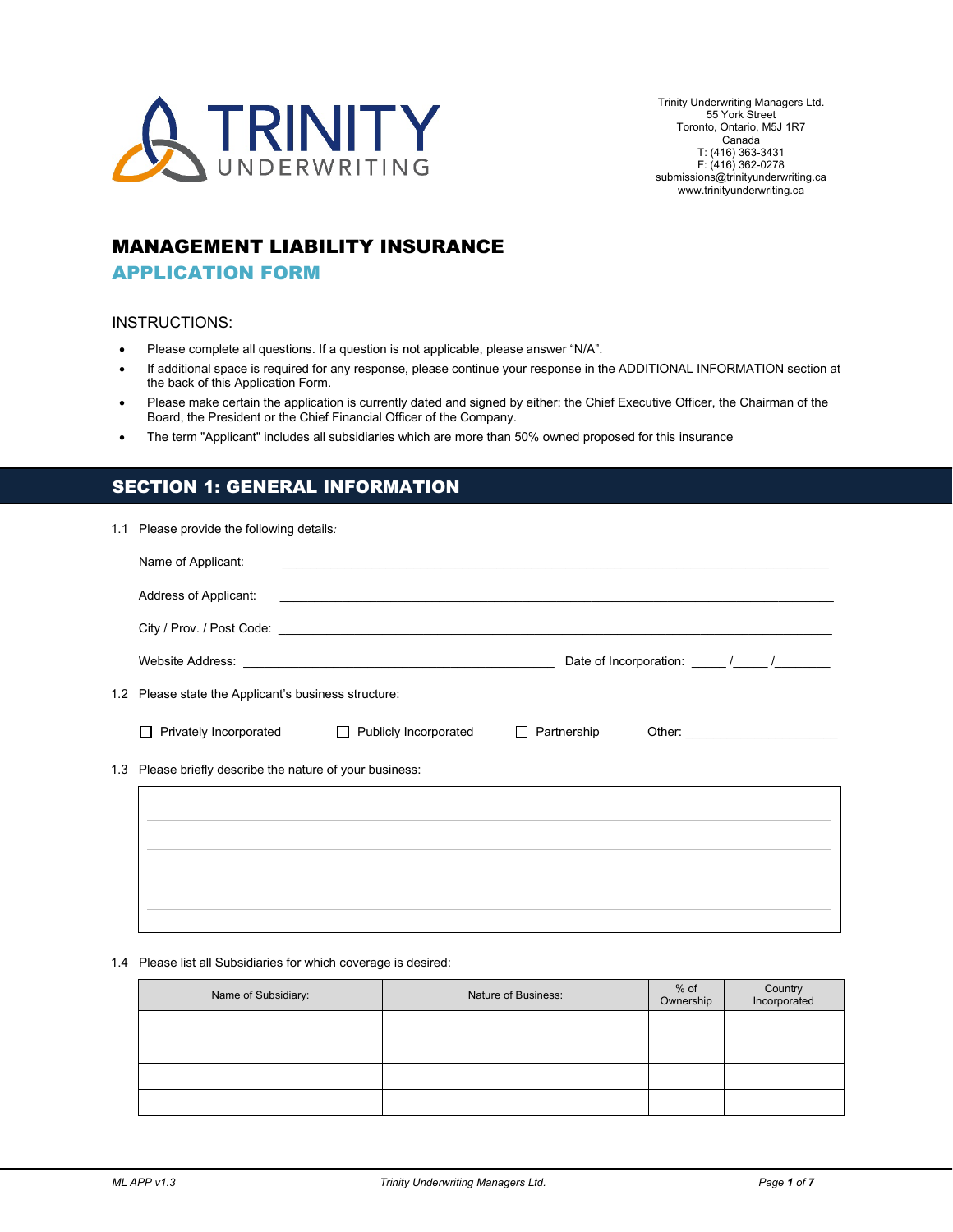Trinity Underwriting Managers Ltd.
55 York Street
Toronto, Ontario, M5J 1R7
Canada
T: (416) 363-3431
F: (416) 362-0278
submissions@trinityunderwriting.ca
www.trinityunderwriting.ca

# MANAGEMENT LIABILITY INSURANCE

## APPLICATION FORM

### INSTRUCTIONS:

- Please complete all questions. If a question is not applicable, please answer "N/A".
- If additional space is required for any response, please continue your response in the ADDITIONAL INFORMATION section at the back of this Application Form.
- Please make certain the application is currently dated and signed by either: the Chief Executive Officer, the Chairman of the Board, the President or the Chief Financial Officer of the Company.
- The term "Applicant" includes all subsidiaries which are more than 50% owned proposed for this insurance

## SECTION 1: GENERAL INFORMATION

1.1 Please provide the following details:

Name of Applicant: ______________________________

Address of Applicant: ______________________________

City / Prov. / Post Code: ______________________________

Website Address: ______________________________ Date of Incorporation: _____ /_____ /________

1.2 Please state the Applicant's business structure:

☐ Privately Incorporated ☐ Publicly Incorporated ☐ Partnership Other: ______________________

1.3 Please briefly describe the nature of your business:

______________________________

______________________________

______________________________

______________________________

1.4 Please list all Subsidiaries for which coverage is desired:

| Name of Subsidiary: | Nature of Business: | % of Ownership | Country Incorporated |
|---|---|---|---|
| | | | |
| | | | |
| | | | |
| | | | |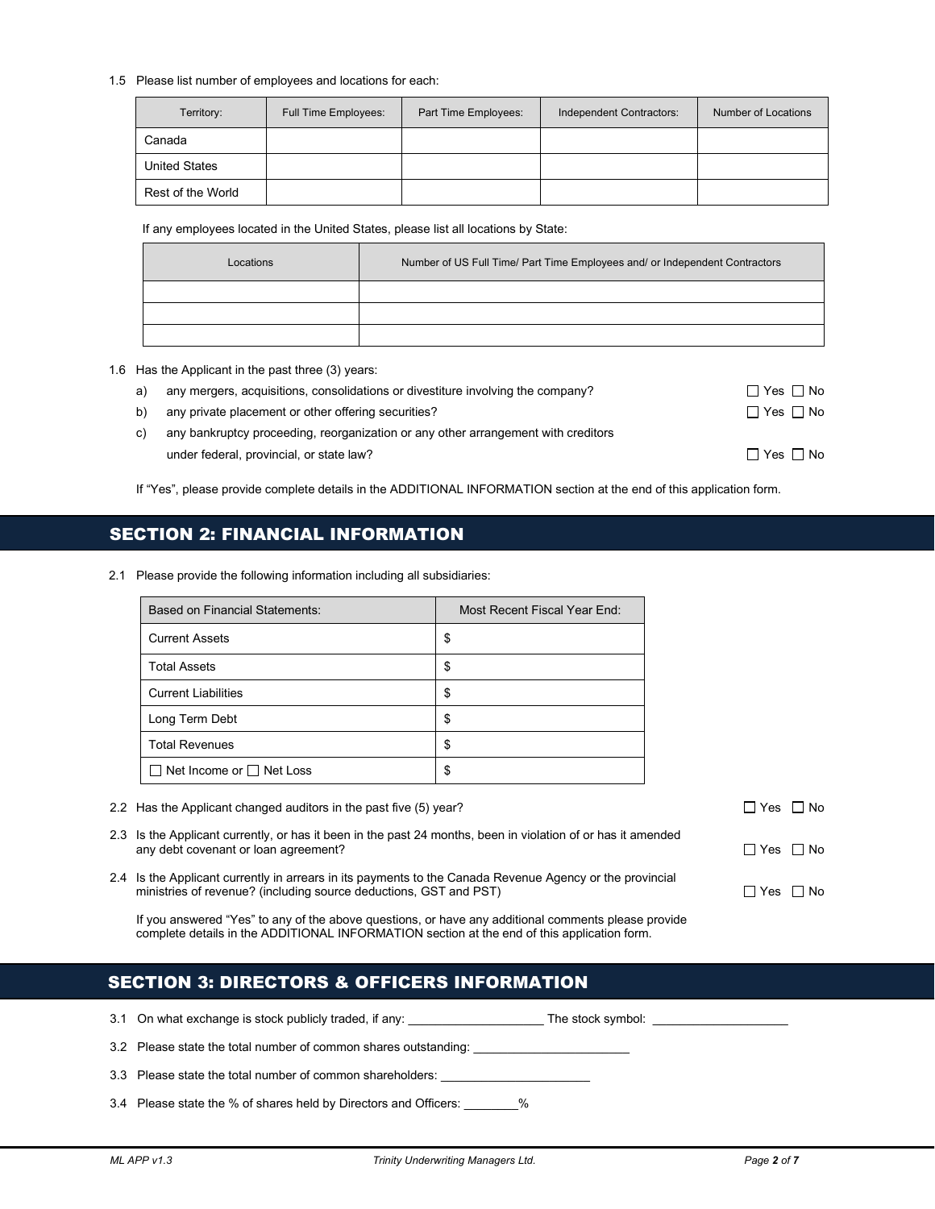1.5 Please list number of employees and locations for each:

| Territory: | Full Time Employees: | Part Time Employees: | Independent Contractors: | Number of Locations |
|---|---|---|---|---|
| Canada | | | | |
| United States | | | | |
| Rest of the World | | | | |

If any employees located in the United States, please list all locations by State:

| Locations | Number of US Full Time/ Part Time Employees and/ or Independent Contractors |
|---|---|
| | |
| | |
| | |

1.6 Has the Applicant in the past three (3) years:

a) any mergers, acquisitions, consolidations or divestiture involving the company? ☐ Yes ☐ No

b) any private placement or other offering securities? ☐ Yes ☐ No

c) any bankruptcy proceeding, reorganization or any other arrangement with creditors under federal, provincial, or state law? ☐ Yes ☐ No

If "Yes", please provide complete details in the ADDITIONAL INFORMATION section at the end of this application form.

## SECTION 2: FINANCIAL INFORMATION

2.1 Please provide the following information including all subsidiaries:

| Based on Financial Statements: | Most Recent Fiscal Year End: |
|---|---|
| Current Assets | $ |
| Total Assets | $ |
| Current Liabilities | $ |
| Long Term Debt | $ |
| Total Revenues | $ |
| ☐ Net Income or ☐ Net Loss | $ |

2.2 Has the Applicant changed auditors in the past five (5) year? ☐ Yes ☐ No

2.3 Is the Applicant currently, or has it been in the past 24 months, been in violation of or has it amended any debt covenant or loan agreement? ☐ Yes ☐ No

2.4 Is the Applicant currently in arrears in its payments to the Canada Revenue Agency or the provincial ministries of revenue? (including source deductions, GST and PST) ☐ Yes ☐ No

If you answered "Yes" to any of the above questions, or have any additional comments please provide complete details in the ADDITIONAL INFORMATION section at the end of this application form.

## SECTION 3: DIRECTORS & OFFICERS INFORMATION

3.1 On what exchange is stock publicly traded, if any: ____________________ The stock symbol: ____________________

3.2 Please state the total number of common shares outstanding: ________________________

3.3 Please state the total number of common shareholders: ______________________

3.4 Please state the % of shares held by Directors and Officers: ________%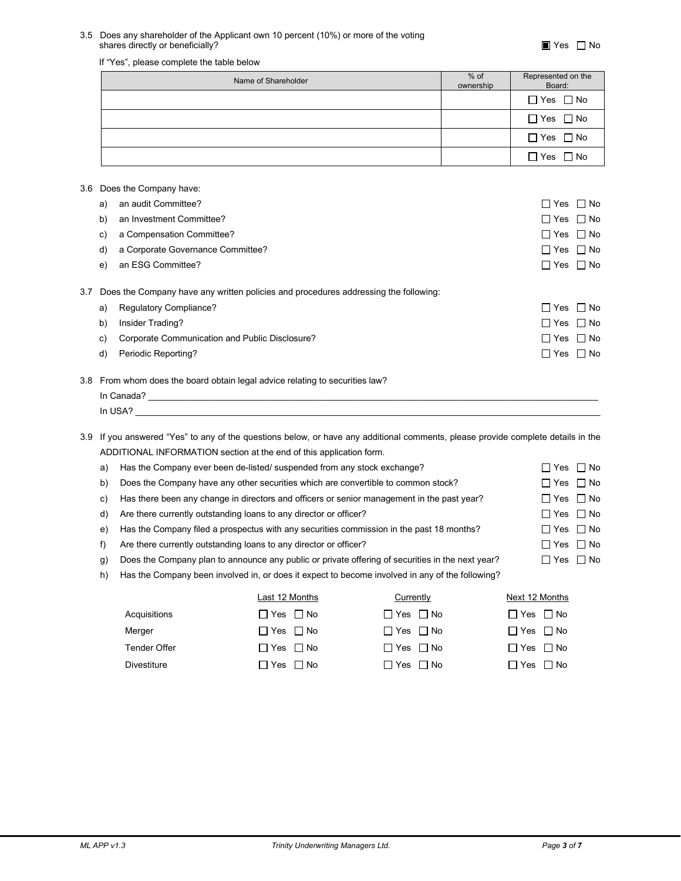3.5 Does any shareholder of the Applicant own 10 percent (10%) or more of the voting shares directly or beneficially? ☒ Yes ☐ No

If "Yes", please complete the table below

| Name of Shareholder | % of ownership | Represented on the Board: |
|---|---|---|
| | | ☐ Yes ☐ No |
| | | ☐ Yes ☐ No |
| | | ☐ Yes ☐ No |
| | | ☐ Yes ☐ No |

3.6 Does the Company have:

a) an audit Committee? ☐ Yes ☐ No

b) an Investment Committee? ☐ Yes ☐ No

c) a Compensation Committee? ☐ Yes ☐ No

d) a Corporate Governance Committee? ☐ Yes ☐ No

e) an ESG Committee? ☐ Yes ☐ No

3.7 Does the Company have any written policies and procedures addressing the following:

a) Regulatory Compliance? ☐ Yes ☐ No

b) Insider Trading? ☐ Yes ☐ No

c) Corporate Communication and Public Disclosure? ☐ Yes ☐ No

d) Periodic Reporting? ☐ Yes ☐ No

3.8 From whom does the board obtain legal advice relating to securities law?

In Canada? ______________________________

In USA? ______________________________

3.9 If you answered "Yes" to any of the questions below, or have any additional comments, please provide complete details in the ADDITIONAL INFORMATION section at the end of this application form.

a) Has the Company ever been de-listed/ suspended from any stock exchange? ☐ Yes ☐ No

b) Does the Company have any other securities which are convertible to common stock? ☐ Yes ☐ No

c) Has there been any change in directors and officers or senior management in the past year? ☐ Yes ☐ No

d) Are there currently outstanding loans to any director or officer? ☐ Yes ☐ No

e) Has the Company filed a prospectus with any securities commission in the past 18 months? ☐ Yes ☐ No

f) Are there currently outstanding loans to any director or officer? ☐ Yes ☐ No

g) Does the Company plan to announce any public or private offering of securities in the next year? ☐ Yes ☐ No

h) Has the Company been involved in, or does it expect to become involved in any of the following?

| | Last 12 Months | Currently | Next 12 Months |
|---|---|---|---|
| Acquisitions | ☐ Yes ☐ No | ☐ Yes ☐ No | ☐ Yes ☐ No |
| Merger | ☐ Yes ☐ No | ☐ Yes ☐ No | ☐ Yes ☐ No |
| Tender Offer | ☐ Yes ☐ No | ☐ Yes ☐ No | ☐ Yes ☐ No |
| Divestiture | ☐ Yes ☐ No | ☐ Yes ☐ No | ☐ Yes ☐ No |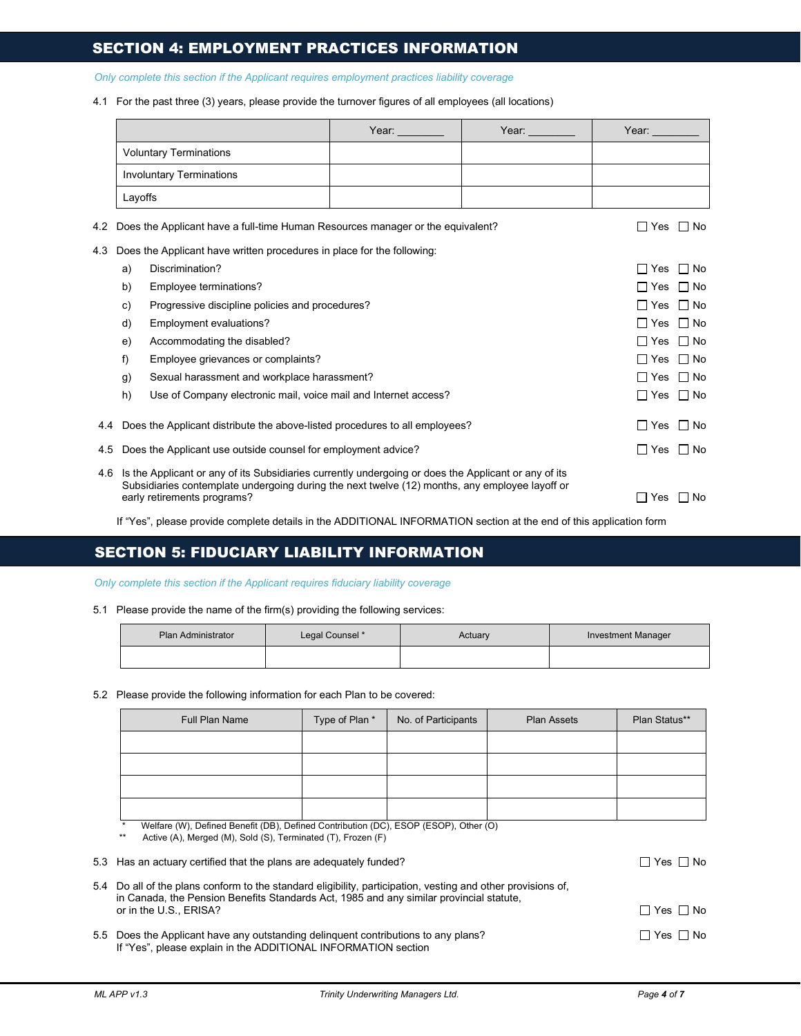## SECTION 4: EMPLOYMENT PRACTICES INFORMATION

*Only complete this section if the Applicant requires employment practices liability coverage*

4.1 For the past three (3) years, please provide the turnover figures of all employees (all locations)

| | Year: ________ | Year: ________ | Year: ________ |
|---|---|---|---|
| Voluntary Terminations | | | |
| Involuntary Terminations | | | |
| Layoffs | | | |

4.2 Does the Applicant have a full-time Human Resources manager or the equivalent? ☐ Yes ☐ No

4.3 Does the Applicant have written procedures in place for the following:

a) Discrimination? ☐ Yes ☐ No

b) Employee terminations? ☐ Yes ☐ No

c) Progressive discipline policies and procedures? ☐ Yes ☐ No

d) Employment evaluations? ☐ Yes ☐ No

e) Accommodating the disabled? ☐ Yes ☐ No

f) Employee grievances or complaints? ☐ Yes ☐ No

g) Sexual harassment and workplace harassment? ☐ Yes ☐ No

h) Use of Company electronic mail, voice mail and Internet access? ☐ Yes ☐ No

4.4 Does the Applicant distribute the above-listed procedures to all employees? ☐ Yes ☐ No

4.5 Does the Applicant use outside counsel for employment advice? ☐ Yes ☐ No

4.6 Is the Applicant or any of its Subsidiaries currently undergoing or does the Applicant or any of its Subsidiaries contemplate undergoing during the next twelve (12) months, any employee layoff or early retirements programs? ☐ Yes ☐ No

If "Yes", please provide complete details in the ADDITIONAL INFORMATION section at the end of this application form

## SECTION 5: FIDUCIARY LIABILITY INFORMATION

*Only complete this section if the Applicant requires fiduciary liability coverage*

5.1 Please provide the name of the firm(s) providing the following services:

| Plan Administrator | Legal Counsel * | Actuary | Investment Manager |
|---|---|---|---|
| | | | |

5.2 Please provide the following information for each Plan to be covered:

| Full Plan Name | Type of Plan * | No. of Participants | Plan Assets | Plan Status** |
|---|---|---|---|---|
| | | | | |
| | | | | |
| | | | | |
| | | | | |

\* Welfare (W), Defined Benefit (DB), Defined Contribution (DC), ESOP (ESOP), Other (O)

\*\* Active (A), Merged (M), Sold (S), Terminated (T), Frozen (F)

5.3 Has an actuary certified that the plans are adequately funded? ☐ Yes ☐ No

5.4 Do all of the plans conform to the standard eligibility, participation, vesting and other provisions of, in Canada, the Pension Benefits Standards Act, 1985 and any similar provincial statute, or in the U.S., ERISA? ☐ Yes ☐ No

5.5 Does the Applicant have any outstanding delinquent contributions to any plans? ☐ Yes ☐ No
If "Yes", please explain in the ADDITIONAL INFORMATION section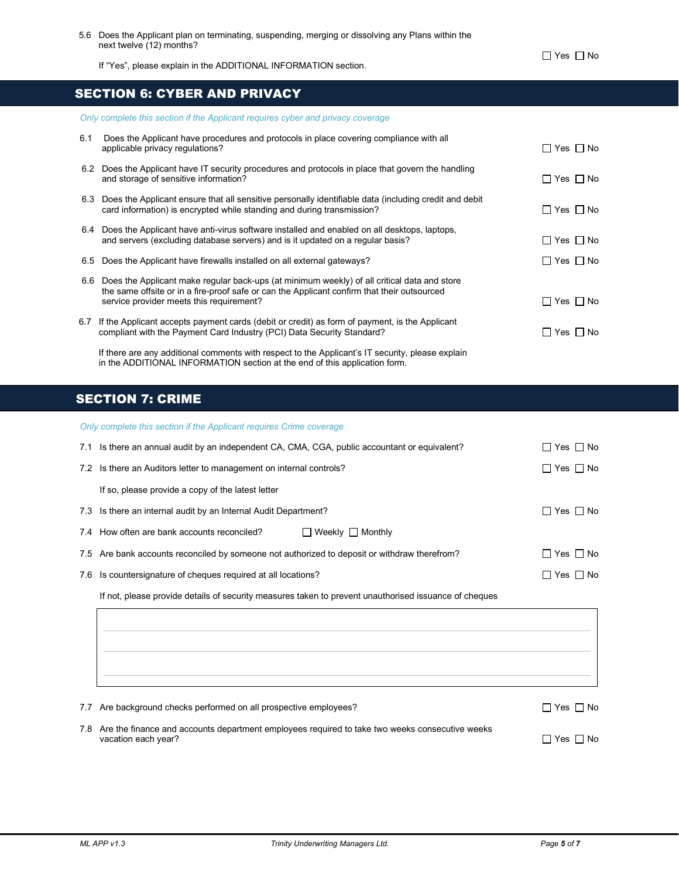5.6 Does the Applicant plan on terminating, suspending, merging or dissolving any Plans within the next twelve (12) months? ☐ Yes ☐ No

If "Yes", please explain in the ADDITIONAL INFORMATION section.

## SECTION 6: CYBER AND PRIVACY

*Only complete this section if the Applicant requires cyber and privacy coverage*

6.1 Does the Applicant have procedures and protocols in place covering compliance with all applicable privacy regulations? ☐ Yes ☐ No

6.2 Does the Applicant have IT security procedures and protocols in place that govern the handling and storage of sensitive information? ☐ Yes ☐ No

6.3 Does the Applicant ensure that all sensitive personally identifiable data (including credit and debit card information) is encrypted while standing and during transmission? ☐ Yes ☐ No

6.4 Does the Applicant have anti-virus software installed and enabled on all desktops, laptops, and servers (excluding database servers) and is it updated on a regular basis? ☐ Yes ☐ No

6.5 Does the Applicant have firewalls installed on all external gateways? ☐ Yes ☐ No

6.6 Does the Applicant make regular back-ups (at minimum weekly) of all critical data and store the same offsite or in a fire-proof safe or can the Applicant confirm that their outsourced service provider meets this requirement? ☐ Yes ☐ No

6.7 If the Applicant accepts payment cards (debit or credit) as form of payment, is the Applicant compliant with the Payment Card Industry (PCI) Data Security Standard? ☐ Yes ☐ No

If there are any additional comments with respect to the Applicant's IT security, please explain in the ADDITIONAL INFORMATION section at the end of this application form.

## SECTION 7: CRIME

*Only complete this section if the Applicant requires Crime coverage*

7.1 Is there an annual audit by an independent CA, CMA, CGA, public accountant or equivalent? ☐ Yes ☐ No

7.2 Is there an Auditors letter to management on internal controls? ☐ Yes ☐ No

If so, please provide a copy of the latest letter

7.3 Is there an internal audit by an Internal Audit Department? ☐ Yes ☐ No

7.4 How often are bank accounts reconciled? ☐ Weekly ☐ Monthly

7.5 Are bank accounts reconciled by someone not authorized to deposit or withdraw therefrom? ☐ Yes ☐ No

7.6 Is countersignature of cheques required at all locations? ☐ Yes ☐ No

If not, please provide details of security measures taken to prevent unauthorised issuance of cheques

_______________________________________________

_______________________________________________

_______________________________________________

7.7 Are background checks performed on all prospective employees? ☐ Yes ☐ No

7.8 Are the finance and accounts department employees required to take two weeks consecutive weeks vacation each year? ☐ Yes ☐ No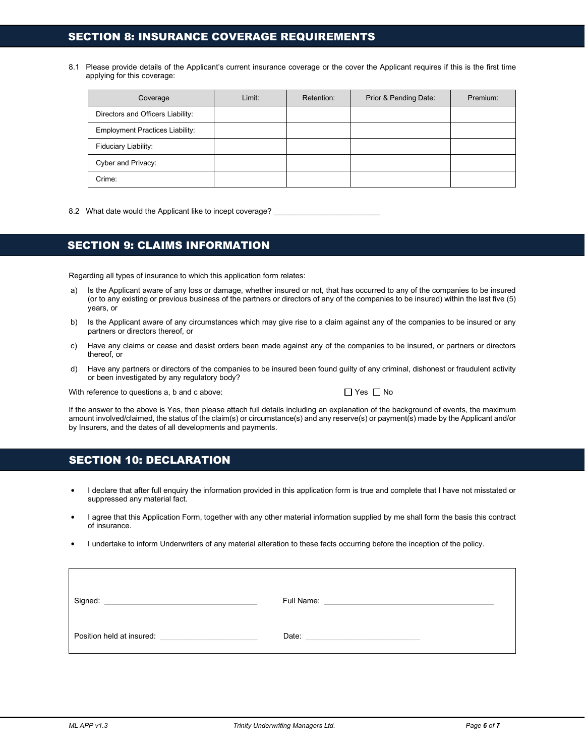## SECTION 8: INSURANCE COVERAGE REQUIREMENTS

8.1 Please provide details of the Applicant's current insurance coverage or the cover the Applicant requires if this is the first time applying for this coverage:

| Coverage | Limit: | Retention: | Prior & Pending Date: | Premium: |
|---|---|---|---|---|
| Directors and Officers Liability: | | | | |
| Employment Practices Liability: | | | | |
| Fiduciary Liability: | | | | |
| Cyber and Privacy: | | | | |
| Crime: | | | | |

8.2 What date would the Applicant like to incept coverage? ______________________

## SECTION 9: CLAIMS INFORMATION

Regarding all types of insurance to which this application form relates:

a) Is the Applicant aware of any loss or damage, whether insured or not, that has occurred to any of the companies to be insured (or to any existing or previous business of the partners or directors of any of the companies to be insured) within the last five (5) years, or

b) Is the Applicant aware of any circumstances which may give rise to a claim against any of the companies to be insured or any partners or directors thereof, or

c) Have any claims or cease and desist orders been made against any of the companies to be insured, or partners or directors thereof, or

d) Have any partners or directors of the companies to be insured been found guilty of any criminal, dishonest or fraudulent activity or been investigated by any regulatory body?

With reference to questions a, b and c above: ☐ Yes ☐ No

If the answer to the above is Yes, then please attach full details including an explanation of the background of events, the maximum amount involved/claimed, the status of the claim(s) or circumstance(s) and any reserve(s) or payment(s) made by the Applicant and/or by Insurers, and the dates of all developments and payments.

## SECTION 10: DECLARATION

- I declare that after full enquiry the information provided in this application form is true and complete that I have not misstated or suppressed any material fact.
- I agree that this Application Form, together with any other material information supplied by me shall form the basis this contract of insurance.
- I undertake to inform Underwriters of any material alteration to these facts occurring before the inception of the policy.

Signed: ______________________ Full Name: ______________________

Position held at insured: ______________________ Date: ______________________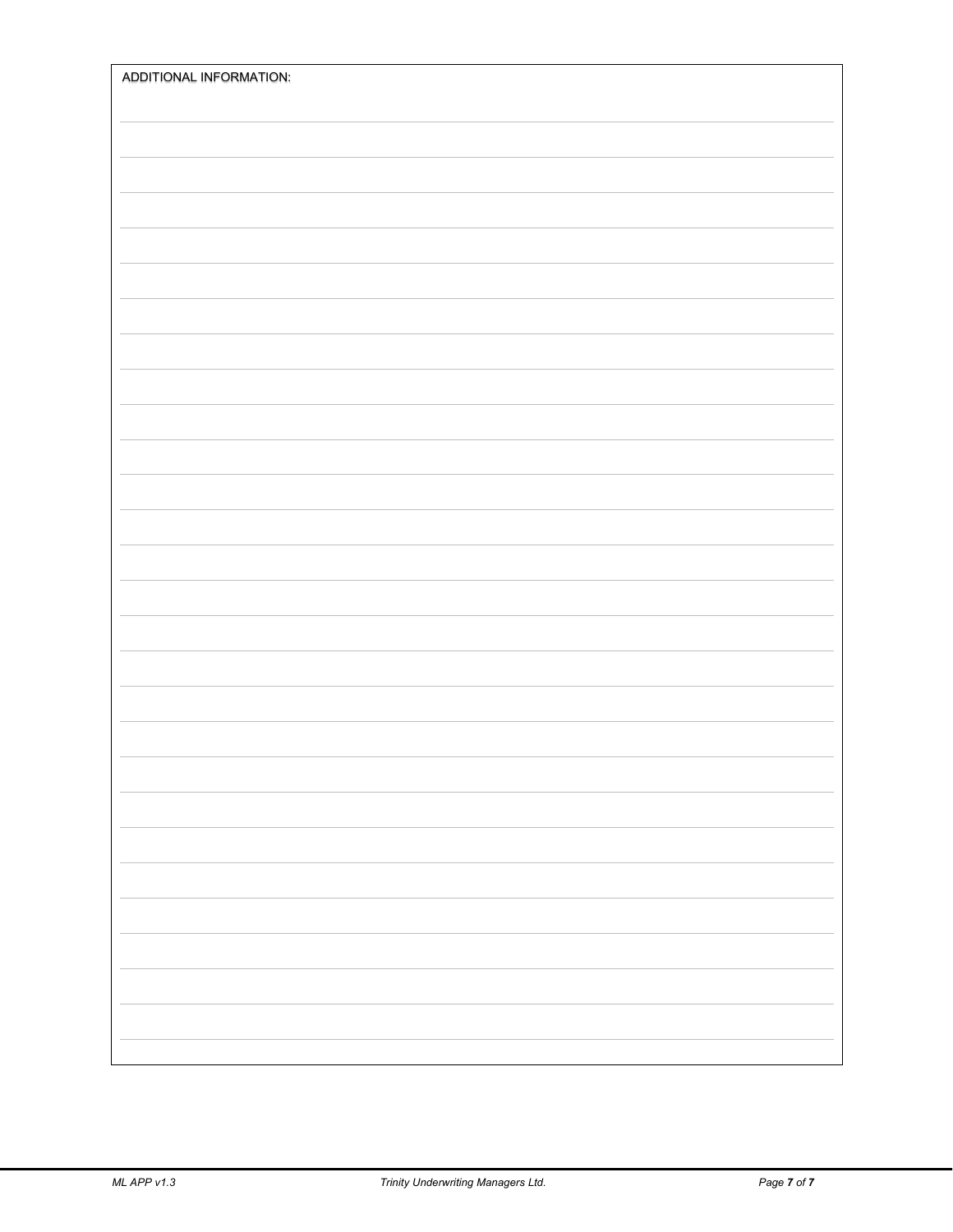ADDITIONAL INFORMATION: